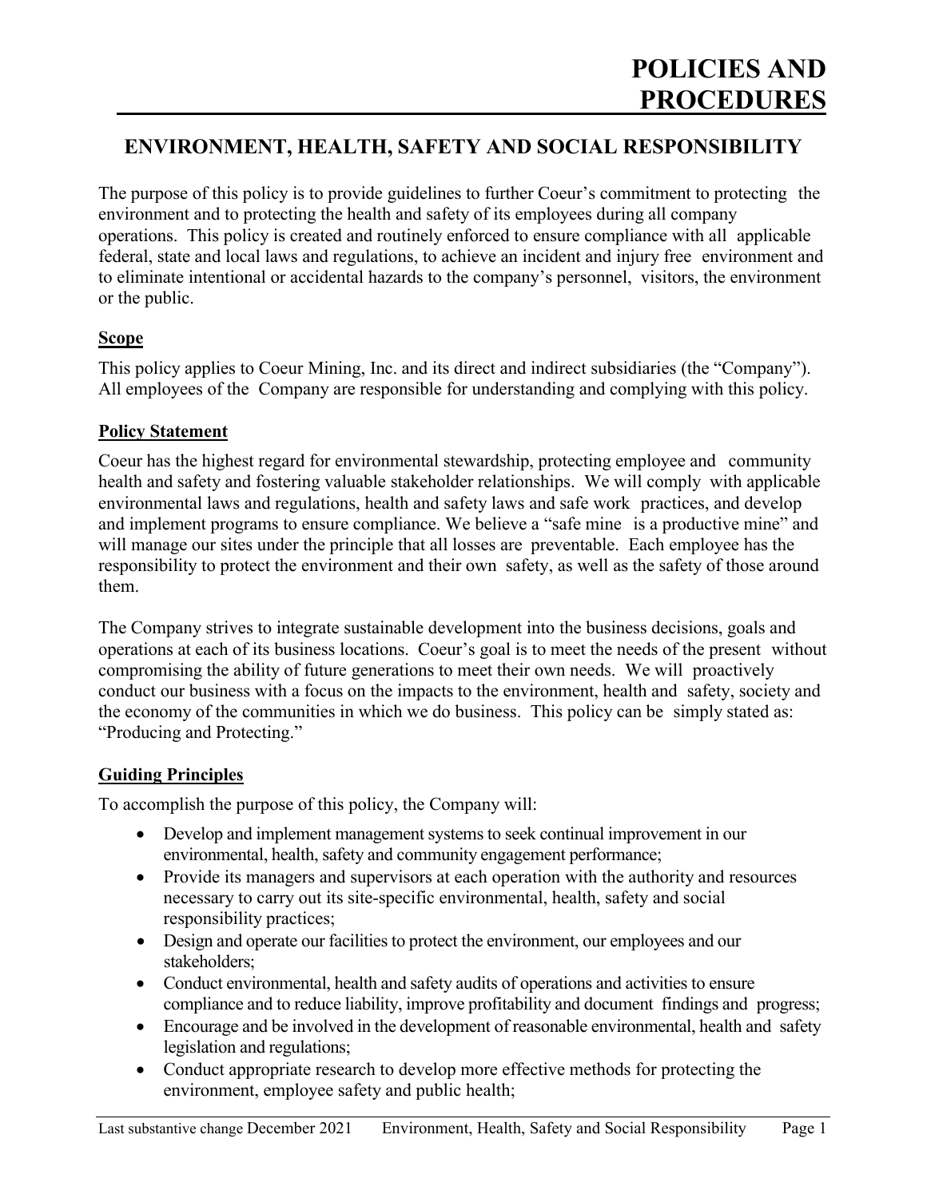# POLICIES AND PROCEDURES

## ENVIRONMENT, HEALTH, SAFETY AND SOCIAL RESPONSIBILITY

The purpose of this policy is to provide guidelines to further Coeur's commitment to protecting the environment and to protecting the health and safety of its employees during all company operations. This policy is created and routinely enforced to ensure compliance with all applicable federal, state and local laws and regulations, to achieve an incident and injury free environment and to eliminate intentional or accidental hazards to the company's personnel, visitors, the environment or the public.

### Scope

This policy applies to Coeur Mining, Inc. and its direct and indirect subsidiaries (the "Company"). All employees of the Company are responsible for understanding and complying with this policy.

### Policy Statement

Coeur has the highest regard for environmental stewardship, protecting employee and community health and safety and fostering valuable stakeholder relationships. We will comply with applicable environmental laws and regulations, health and safety laws and safe work practices, and develop and implement programs to ensure compliance. We believe a "safe mine is a productive mine" and will manage our sites under the principle that all losses are preventable. Each employee has the responsibility to protect the environment and their own safety, as well as the safety of those around them.

The Company strives to integrate sustainable development into the business decisions, goals and operations at each of its business locations. Coeur's goal is to meet the needs of the present without compromising the ability of future generations to meet their own needs. We will proactively conduct our business with a focus on the impacts to the environment, health and safety, society and the economy of the communities in which we do business. This policy can be simply stated as: "Producing and Protecting."

### Guiding Principles

To accomplish the purpose of this policy, the Company will:

- Develop and implement management systems to seek continual improvement in our environmental, health, safety and community engagement performance;
- Provide its managers and supervisors at each operation with the authority and resources necessary to carry out its site-specific environmental, health, safety and social responsibility practices;
- Design and operate our facilities to protect the environment, our employees and our stakeholders;
- Conduct environmental, health and safety audits of operations and activities to ensure compliance and to reduce liability, improve profitability and document findings and progress;
- Encourage and be involved in the development of reasonable environmental, health and safety legislation and regulations;
- Conduct appropriate research to develop more effective methods for protecting the environment, employee safety and public health;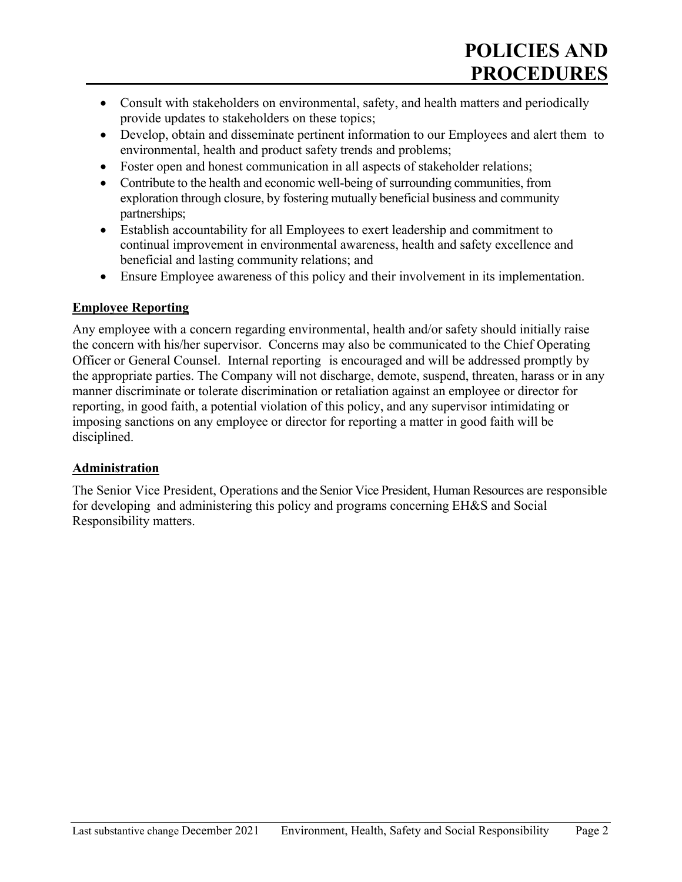- Consult with stakeholders on environmental, safety, and health matters and periodically provide updates to stakeholders on these topics;
- Develop, obtain and disseminate pertinent information to our Employees and alert them to environmental, health and product safety trends and problems;
- Foster open and honest communication in all aspects of stakeholder relations;
- Contribute to the health and economic well-being of surrounding communities, from exploration through closure, by fostering mutually beneficial business and community partnerships;
- Establish accountability for all Employees to exert leadership and commitment to continual improvement in environmental awareness, health and safety excellence and beneficial and lasting community relations; and
- Ensure Employee awareness of this policy and their involvement in its implementation.

## Employee Reporting

Any employee with a concern regarding environmental, health and/or safety should initially raise the concern with his/her supervisor. Concerns may also be communicated to the Chief Operating Officer or General Counsel. Internal reporting is encouraged and will be addressed promptly by the appropriate parties. The Company will not discharge, demote, suspend, threaten, harass or in any manner discriminate or tolerate discrimination or retaliation against an employee or director for reporting, in good faith, a potential violation of this policy, and any supervisor intimidating or imposing sanctions on any employee or director for reporting a matter in good faith will be disciplined.

## Administration

The Senior Vice President, Operations and the Senior Vice President, Human Resources are responsible for developing and administering this policy and programs concerning EH&S and Social Responsibility matters.